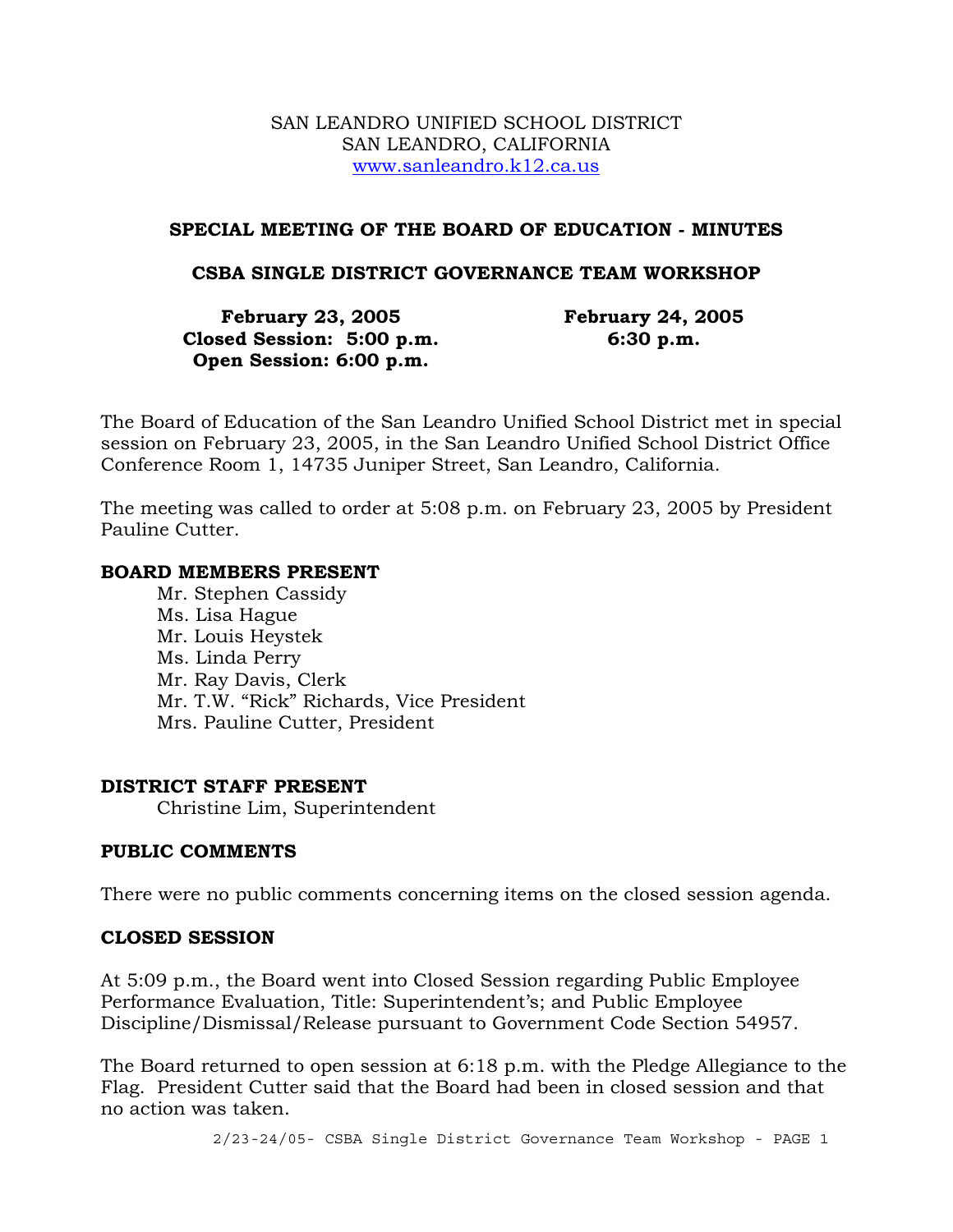SAN LEANDRO UNIFIED SCHOOL DISTRICT
SAN LEANDRO, CALIFORNIA
www.sanleandro.k12.ca.us

## SPECIAL MEETING OF THE BOARD OF EDUCATION - MINUTES

## CSBA SINGLE DISTRICT GOVERNANCE TEAM WORKSHOP

**February 23, 2005**
**Closed Session: 5:00 p.m.**
**Open Session: 6:00 p.m.**

**February 24, 2005**
**6:30 p.m.**

The Board of Education of the San Leandro Unified School District met in special session on February 23, 2005, in the San Leandro Unified School District Office Conference Room 1, 14735 Juniper Street, San Leandro, California.

The meeting was called to order at 5:08 p.m. on February 23, 2005 by President Pauline Cutter.

### BOARD MEMBERS PRESENT

- Mr. Stephen Cassidy
- Ms. Lisa Hague
- Mr. Louis Heystek
- Ms. Linda Perry
- Mr. Ray Davis, Clerk
- Mr. T.W. "Rick" Richards, Vice President
- Mrs. Pauline Cutter, President

### DISTRICT STAFF PRESENT

Christine Lim, Superintendent

### PUBLIC COMMENTS

There were no public comments concerning items on the closed session agenda.

### CLOSED SESSION

At 5:09 p.m., the Board went into Closed Session regarding Public Employee Performance Evaluation, Title: Superintendent's; and Public Employee Discipline/Dismissal/Release pursuant to Government Code Section 54957.

The Board returned to open session at 6:18 p.m. with the Pledge Allegiance to the Flag. President Cutter said that the Board had been in closed session and that no action was taken.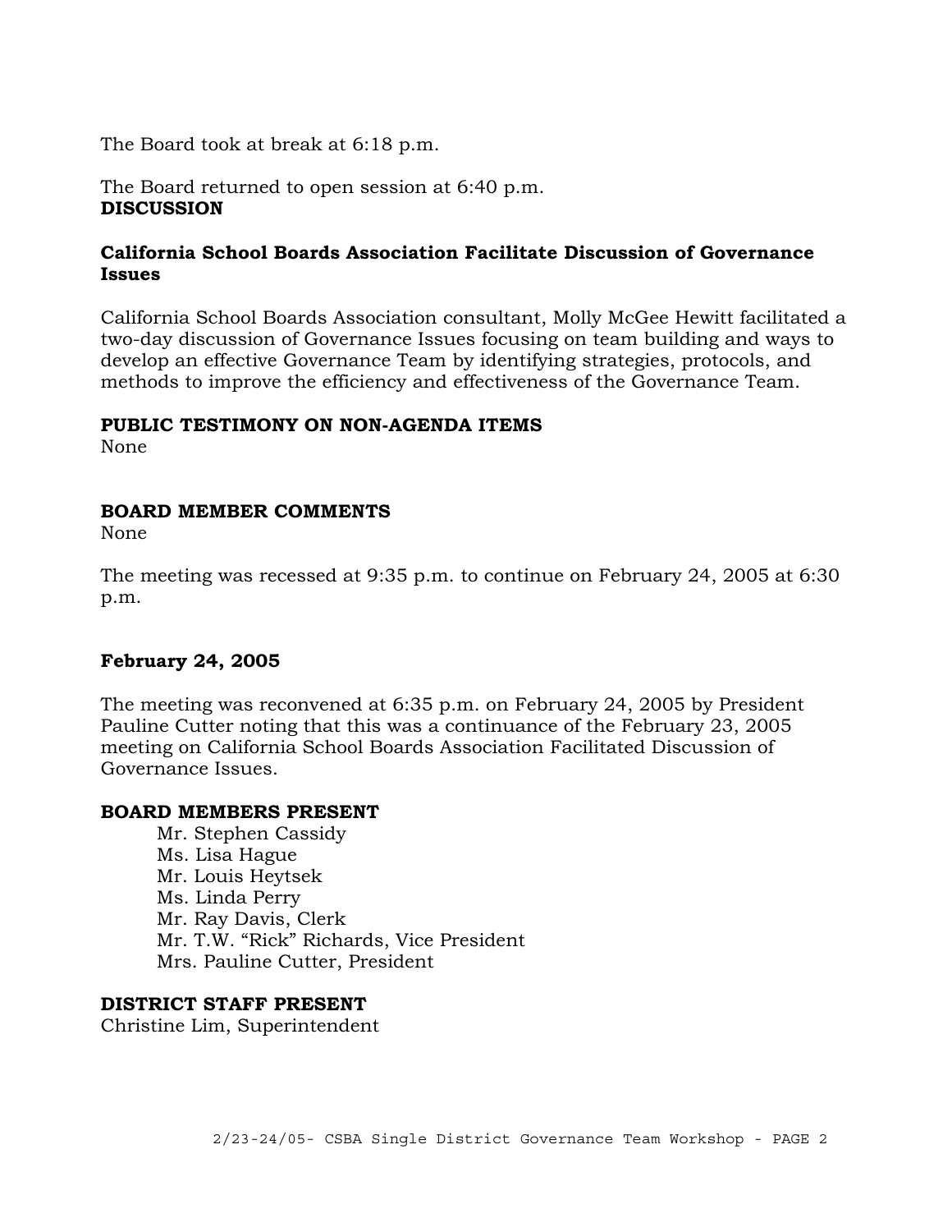The Board took at break at 6:18 p.m.

The Board returned to open session at 6:40 p.m.

**DISCUSSION**

**California School Boards Association Facilitate Discussion of Governance Issues**

California School Boards Association consultant, Molly McGee Hewitt facilitated a two-day discussion of Governance Issues focusing on team building and ways to develop an effective Governance Team by identifying strategies, protocols, and methods to improve the efficiency and effectiveness of the Governance Team.

**PUBLIC TESTIMONY ON NON-AGENDA ITEMS**

None

**BOARD MEMBER COMMENTS**

None

The meeting was recessed at 9:35 p.m. to continue on February 24, 2005 at 6:30 p.m.

**February 24, 2005**

The meeting was reconvened at 6:35 p.m. on February 24, 2005 by President Pauline Cutter noting that this was a continuance of the February 23, 2005 meeting on California School Boards Association Facilitated Discussion of Governance Issues.

**BOARD MEMBERS PRESENT**

Mr. Stephen Cassidy
Ms. Lisa Hague
Mr. Louis Heytsek
Ms. Linda Perry
Mr. Ray Davis, Clerk
Mr. T.W. "Rick" Richards, Vice President
Mrs. Pauline Cutter, President

**DISTRICT STAFF PRESENT**

Christine Lim, Superintendent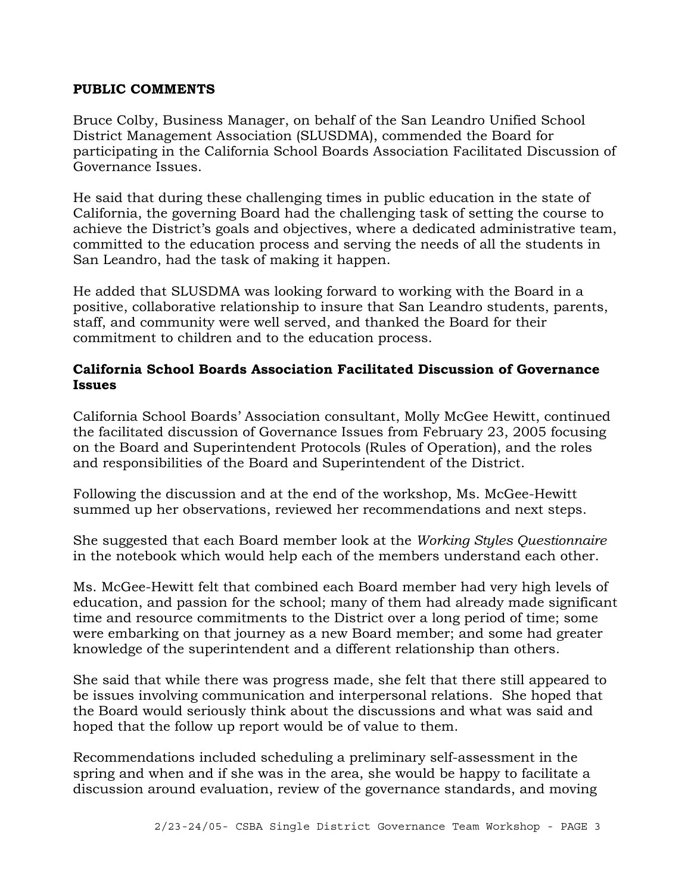**PUBLIC COMMENTS**

Bruce Colby, Business Manager, on behalf of the San Leandro Unified School District Management Association (SLUSDMA), commended the Board for participating in the California School Boards Association Facilitated Discussion of Governance Issues.

He said that during these challenging times in public education in the state of California, the governing Board had the challenging task of setting the course to achieve the District's goals and objectives, where a dedicated administrative team, committed to the education process and serving the needs of all the students in San Leandro, had the task of making it happen.

He added that SLUSDMA was looking forward to working with the Board in a positive, collaborative relationship to insure that San Leandro students, parents, staff, and community were well served, and thanked the Board for their commitment to children and to the education process.

**California School Boards Association Facilitated Discussion of Governance Issues**

California School Boards' Association consultant, Molly McGee Hewitt, continued the facilitated discussion of Governance Issues from February 23, 2005 focusing on the Board and Superintendent Protocols (Rules of Operation), and the roles and responsibilities of the Board and Superintendent of the District.

Following the discussion and at the end of the workshop, Ms. McGee-Hewitt summed up her observations, reviewed her recommendations and next steps.

She suggested that each Board member look at the *Working Styles Questionnaire* in the notebook which would help each of the members understand each other.

Ms. McGee-Hewitt felt that combined each Board member had very high levels of education, and passion for the school; many of them had already made significant time and resource commitments to the District over a long period of time; some were embarking on that journey as a new Board member; and some had greater knowledge of the superintendent and a different relationship than others.

She said that while there was progress made, she felt that there still appeared to be issues involving communication and interpersonal relations. She hoped that the Board would seriously think about the discussions and what was said and hoped that the follow up report would be of value to them.

Recommendations included scheduling a preliminary self-assessment in the spring and when and if she was in the area, she would be happy to facilitate a discussion around evaluation, review of the governance standards, and moving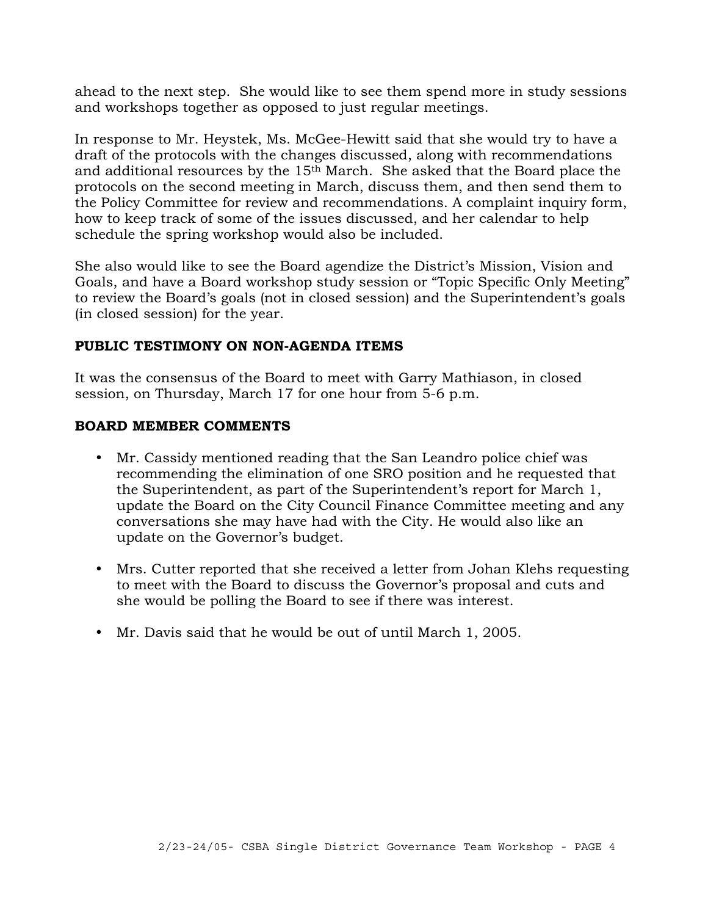ahead to the next step. She would like to see them spend more in study sessions and workshops together as opposed to just regular meetings.

In response to Mr. Heystek, Ms. McGee-Hewitt said that she would try to have a draft of the protocols with the changes discussed, along with recommendations and additional resources by the 15th March. She asked that the Board place the protocols on the second meeting in March, discuss them, and then send them to the Policy Committee for review and recommendations. A complaint inquiry form, how to keep track of some of the issues discussed, and her calendar to help schedule the spring workshop would also be included.

She also would like to see the Board agendize the District's Mission, Vision and Goals, and have a Board workshop study session or "Topic Specific Only Meeting" to review the Board's goals (not in closed session) and the Superintendent's goals (in closed session) for the year.

**PUBLIC TESTIMONY ON NON-AGENDA ITEMS**

It was the consensus of the Board to meet with Garry Mathiason, in closed session, on Thursday, March 17 for one hour from 5-6 p.m.

**BOARD MEMBER COMMENTS**

- Mr. Cassidy mentioned reading that the San Leandro police chief was recommending the elimination of one SRO position and he requested that the Superintendent, as part of the Superintendent's report for March 1, update the Board on the City Council Finance Committee meeting and any conversations she may have had with the City. He would also like an update on the Governor's budget.

- Mrs. Cutter reported that she received a letter from Johan Klehs requesting to meet with the Board to discuss the Governor's proposal and cuts and she would be polling the Board to see if there was interest.

- Mr. Davis said that he would be out of until March 1, 2005.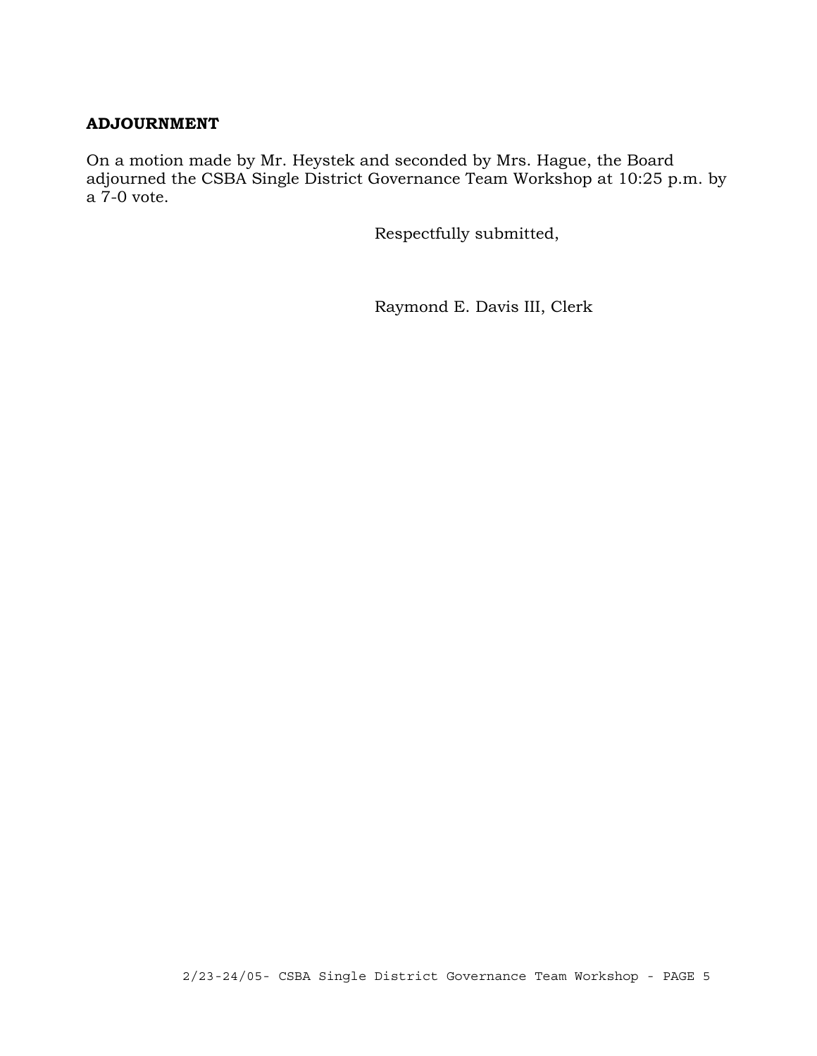**ADJOURNMENT**

On a motion made by Mr. Heystek and seconded by Mrs. Hague, the Board adjourned the CSBA Single District Governance Team Workshop at 10:25 p.m. by a 7-0 vote.

Respectfully submitted,

Raymond E. Davis III, Clerk